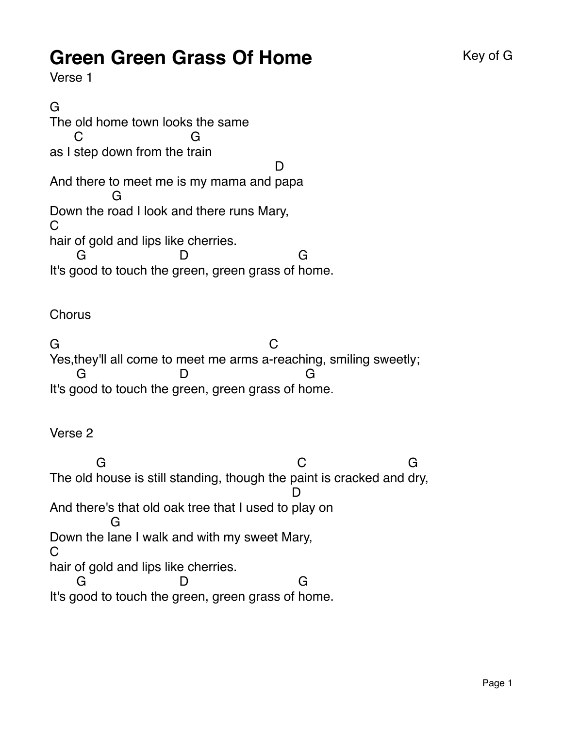# Green Green Grass Of Home

Key of G

Verse 1

```
G
The old home town looks the same
      C                          G
as I step down from the train
                                                       D
And there to meet me is my mama and papa
               G
Down the road I look and there runs Mary,
C
hair of gold and lips like cherries.
       G                      D                        G
It's good to touch the green, green grass of home.
```

Chorus

```
G                                                     C
Yes,they'll all come to meet me arms a-reaching, smiling sweetly;
       G                      D                         G
It's good to touch the green, green grass of home.
```

Verse 2

```
            G                                             C                          G
The old house is still standing, though the paint is cracked and dry,
                                                          D
And there's that old oak tree that I used to play on
               G
Down the lane I walk and with my sweet Mary,
C
hair of gold and lips like cherries.
       G                      D                        G
It's good to touch the green, green grass of home.
```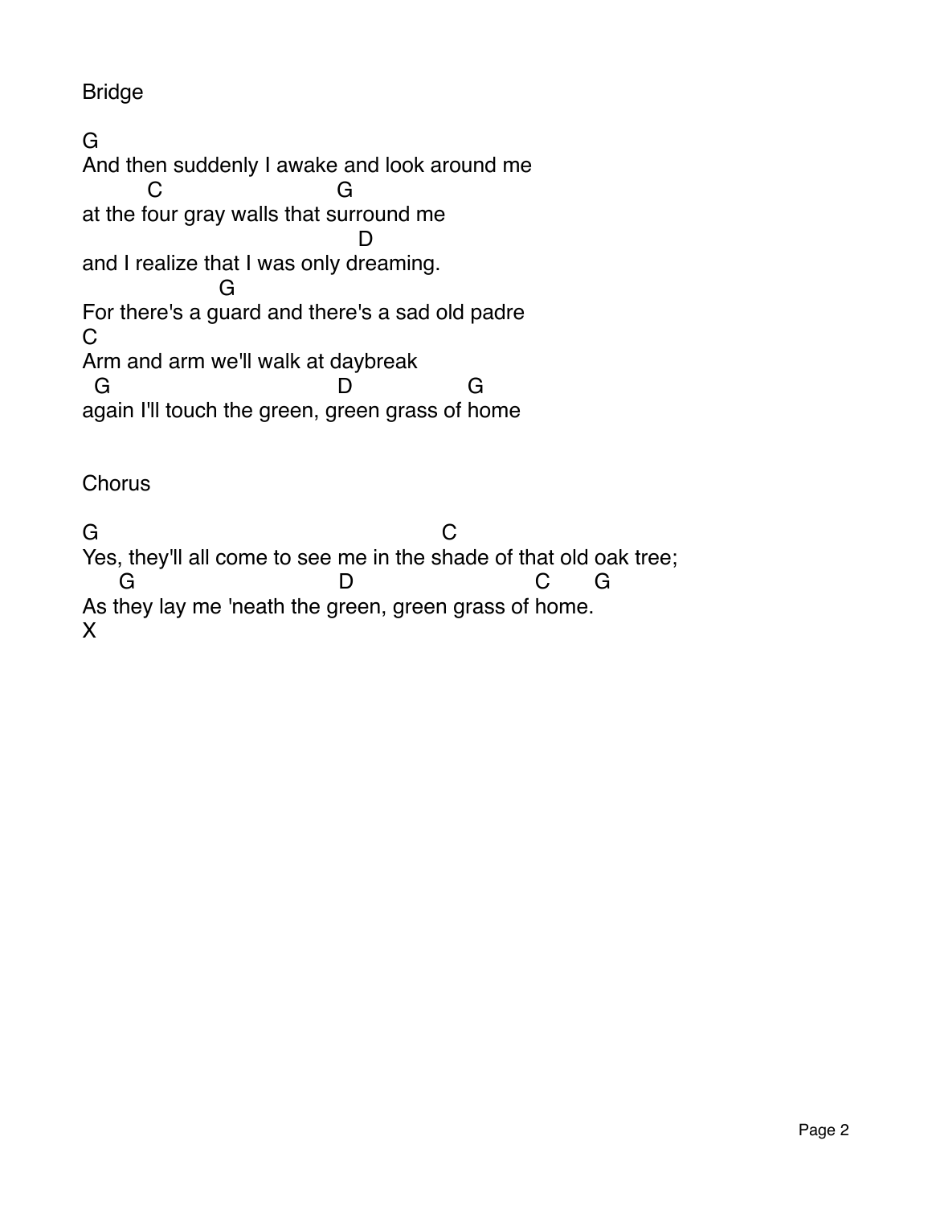Bridge

```
G
And then suddenly I awake and look around me
          C                           G
at the four gray walls that surround me
                                        D
and I realize that I was only dreaming.
                    G
For there's a guard and there's a sad old padre
C
Arm and arm we'll walk at daybreak
  G                              D                G
again I'll touch the green, green grass of home
```

Chorus

```
G                                                  C
Yes, they'll all come to see me in the shade of that old oak tree;
     G                             D                          C       G
As they lay me 'neath the green, green grass of home.
X
```